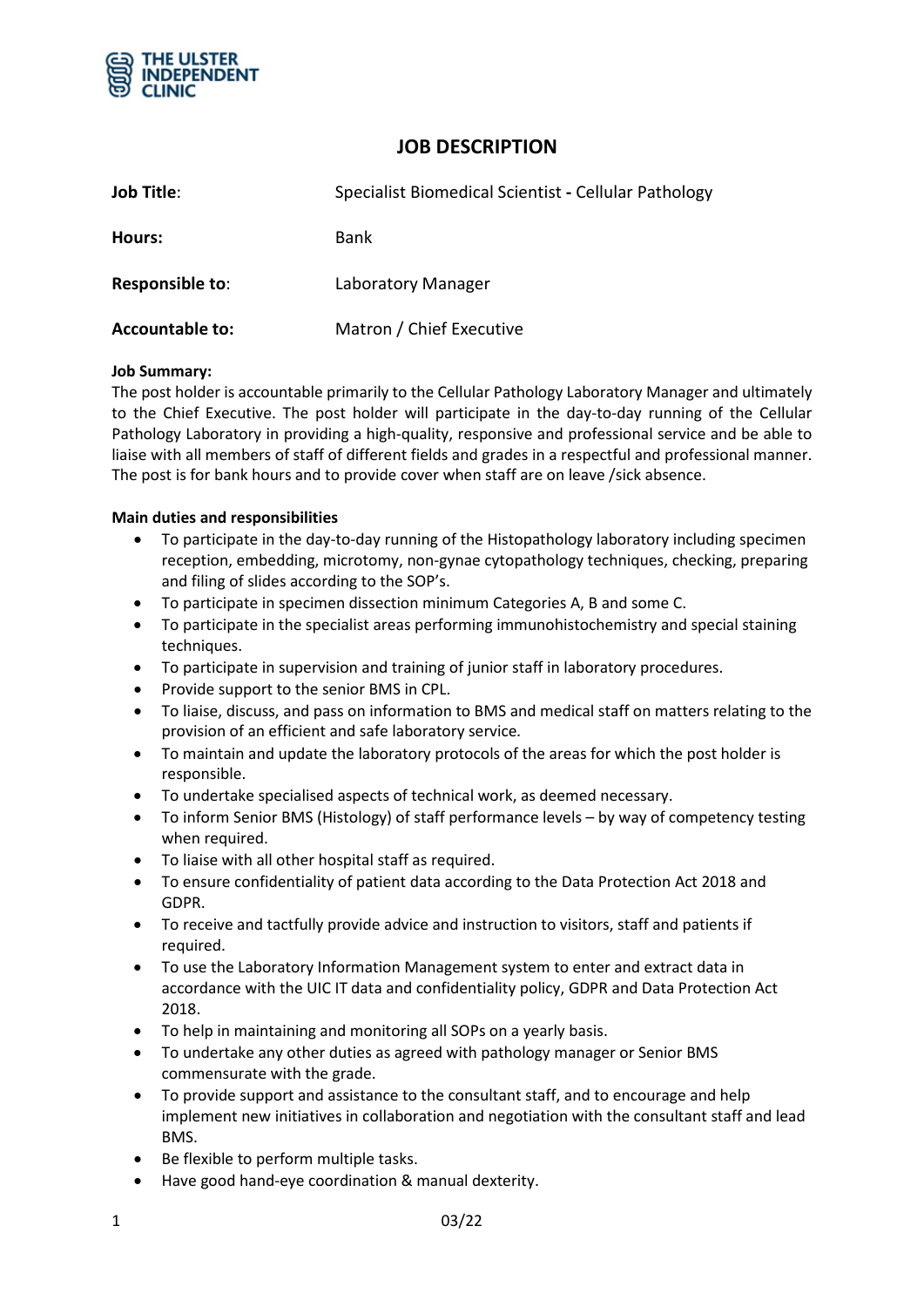# JOB DESCRIPTION

| | |
|---|---|
| **Job Title**: | Specialist Biomedical Scientist **-** Cellular Pathology |
| **Hours:** | Bank |
| **Responsible to**: | Laboratory Manager |
| **Accountable to:** | Matron / Chief Executive |

**Job Summary:**
The post holder is accountable primarily to the Cellular Pathology Laboratory Manager and ultimately to the Chief Executive. The post holder will participate in the day-to-day running of the Cellular Pathology Laboratory in providing a high-quality, responsive and professional service and be able to liaise with all members of staff of different fields and grades in a respectful and professional manner. The post is for bank hours and to provide cover when staff are on leave /sick absence.

**Main duties and responsibilities**

- To participate in the day-to-day running of the Histopathology laboratory including specimen reception, embedding, microtomy, non-gynae cytopathology techniques, checking, preparing and filing of slides according to the SOP's.
- To participate in specimen dissection minimum Categories A, B and some C.
- To participate in the specialist areas performing immunohistochemistry and special staining techniques.
- To participate in supervision and training of junior staff in laboratory procedures.
- Provide support to the senior BMS in CPL.
- To liaise, discuss, and pass on information to BMS and medical staff on matters relating to the provision of an efficient and safe laboratory service.
- To maintain and update the laboratory protocols of the areas for which the post holder is responsible.
- To undertake specialised aspects of technical work, as deemed necessary.
- To inform Senior BMS (Histology) of staff performance levels – by way of competency testing when required.
- To liaise with all other hospital staff as required.
- To ensure confidentiality of patient data according to the Data Protection Act 2018 and GDPR.
- To receive and tactfully provide advice and instruction to visitors, staff and patients if required.
- To use the Laboratory Information Management system to enter and extract data in accordance with the UIC IT data and confidentiality policy, GDPR and Data Protection Act 2018.
- To help in maintaining and monitoring all SOPs on a yearly basis.
- To undertake any other duties as agreed with pathology manager or Senior BMS commensurate with the grade.
- To provide support and assistance to the consultant staff, and to encourage and help implement new initiatives in collaboration and negotiation with the consultant staff and lead BMS.
- Be flexible to perform multiple tasks.
- Have good hand-eye coordination & manual dexterity.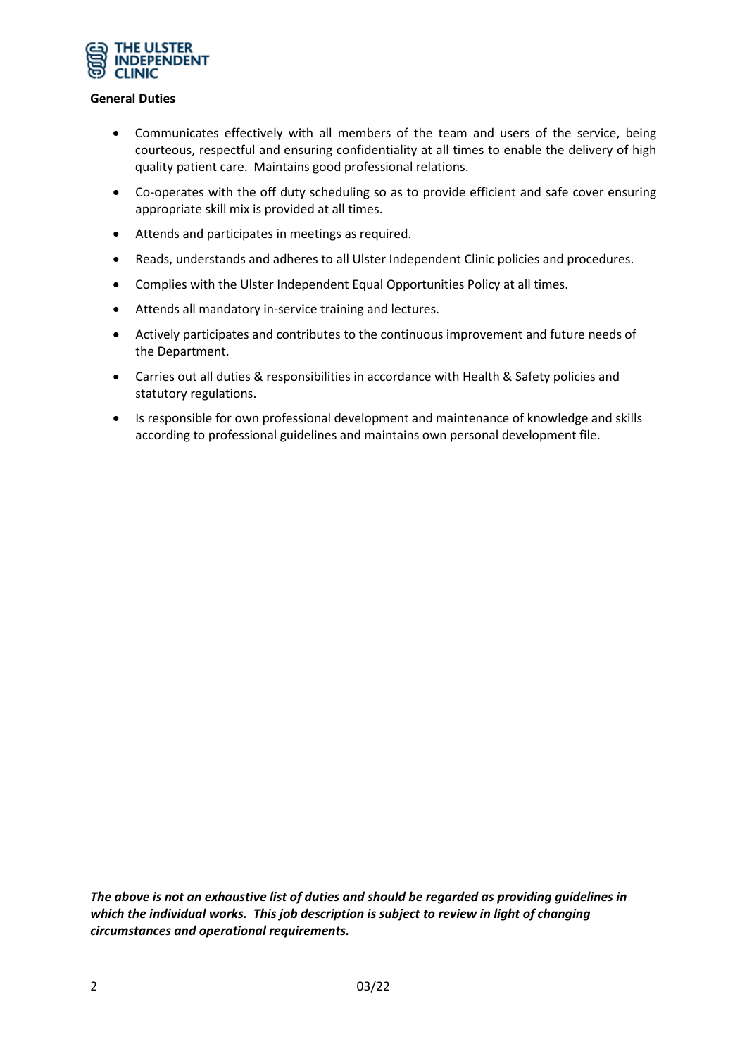## General Duties

- Communicates effectively with all members of the team and users of the service, being courteous, respectful and ensuring confidentiality at all times to enable the delivery of high quality patient care. Maintains good professional relations.
- Co-operates with the off duty scheduling so as to provide efficient and safe cover ensuring appropriate skill mix is provided at all times.
- Attends and participates in meetings as required.
- Reads, understands and adheres to all Ulster Independent Clinic policies and procedures.
- Complies with the Ulster Independent Equal Opportunities Policy at all times.
- Attends all mandatory in-service training and lectures.
- Actively participates and contributes to the continuous improvement and future needs of the Department.
- Carries out all duties & responsibilities in accordance with Health & Safety policies and statutory regulations.
- Is responsible for own professional development and maintenance of knowledge and skills according to professional guidelines and maintains own personal development file.

***The above is not an exhaustive list of duties and should be regarded as providing guidelines in which the individual works. This job description is subject to review in light of changing circumstances and operational requirements.***

03/22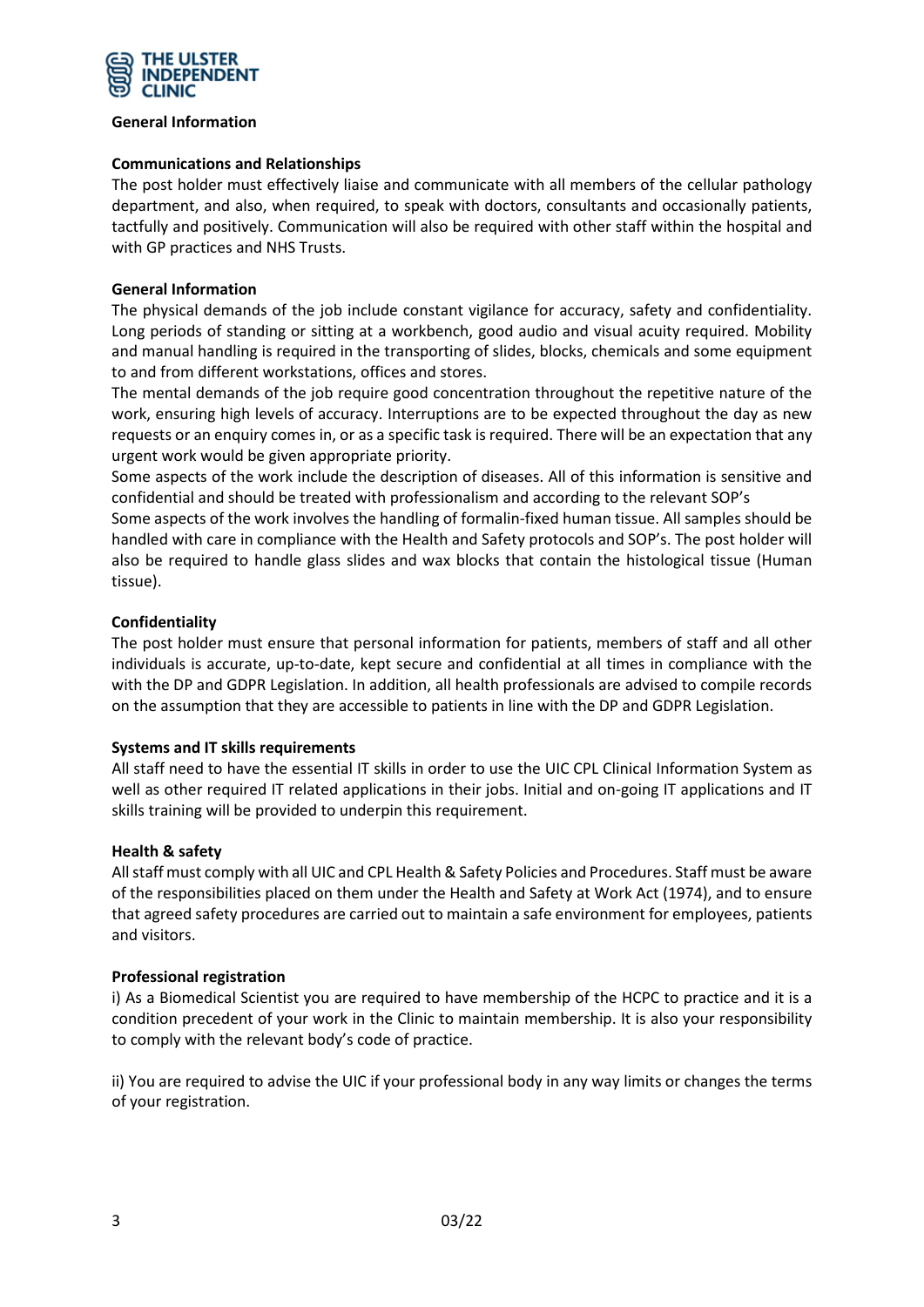**General Information**

**Communications and Relationships**

The post holder must effectively liaise and communicate with all members of the cellular pathology department, and also, when required, to speak with doctors, consultants and occasionally patients, tactfully and positively. Communication will also be required with other staff within the hospital and with GP practices and NHS Trusts.

**General Information**

The physical demands of the job include constant vigilance for accuracy, safety and confidentiality. Long periods of standing or sitting at a workbench, good audio and visual acuity required. Mobility and manual handling is required in the transporting of slides, blocks, chemicals and some equipment to and from different workstations, offices and stores.

The mental demands of the job require good concentration throughout the repetitive nature of the work, ensuring high levels of accuracy. Interruptions are to be expected throughout the day as new requests or an enquiry comes in, or as a specific task is required. There will be an expectation that any urgent work would be given appropriate priority.

Some aspects of the work include the description of diseases. All of this information is sensitive and confidential and should be treated with professionalism and according to the relevant SOP's

Some aspects of the work involves the handling of formalin-fixed human tissue. All samples should be handled with care in compliance with the Health and Safety protocols and SOP's. The post holder will also be required to handle glass slides and wax blocks that contain the histological tissue (Human tissue).

**Confidentiality**

The post holder must ensure that personal information for patients, members of staff and all other individuals is accurate, up-to-date, kept secure and confidential at all times in compliance with the with the DP and GDPR Legislation. In addition, all health professionals are advised to compile records on the assumption that they are accessible to patients in line with the DP and GDPR Legislation.

**Systems and IT skills requirements**

All staff need to have the essential IT skills in order to use the UIC CPL Clinical Information System as well as other required IT related applications in their jobs. Initial and on-going IT applications and IT skills training will be provided to underpin this requirement.

**Health & safety**

All staff must comply with all UIC and CPL Health & Safety Policies and Procedures. Staff must be aware of the responsibilities placed on them under the Health and Safety at Work Act (1974), and to ensure that agreed safety procedures are carried out to maintain a safe environment for employees, patients and visitors.

**Professional registration**

i) As a Biomedical Scientist you are required to have membership of the HCPC to practice and it is a condition precedent of your work in the Clinic to maintain membership. It is also your responsibility to comply with the relevant body's code of practice.

ii) You are required to advise the UIC if your professional body in any way limits or changes the terms of your registration.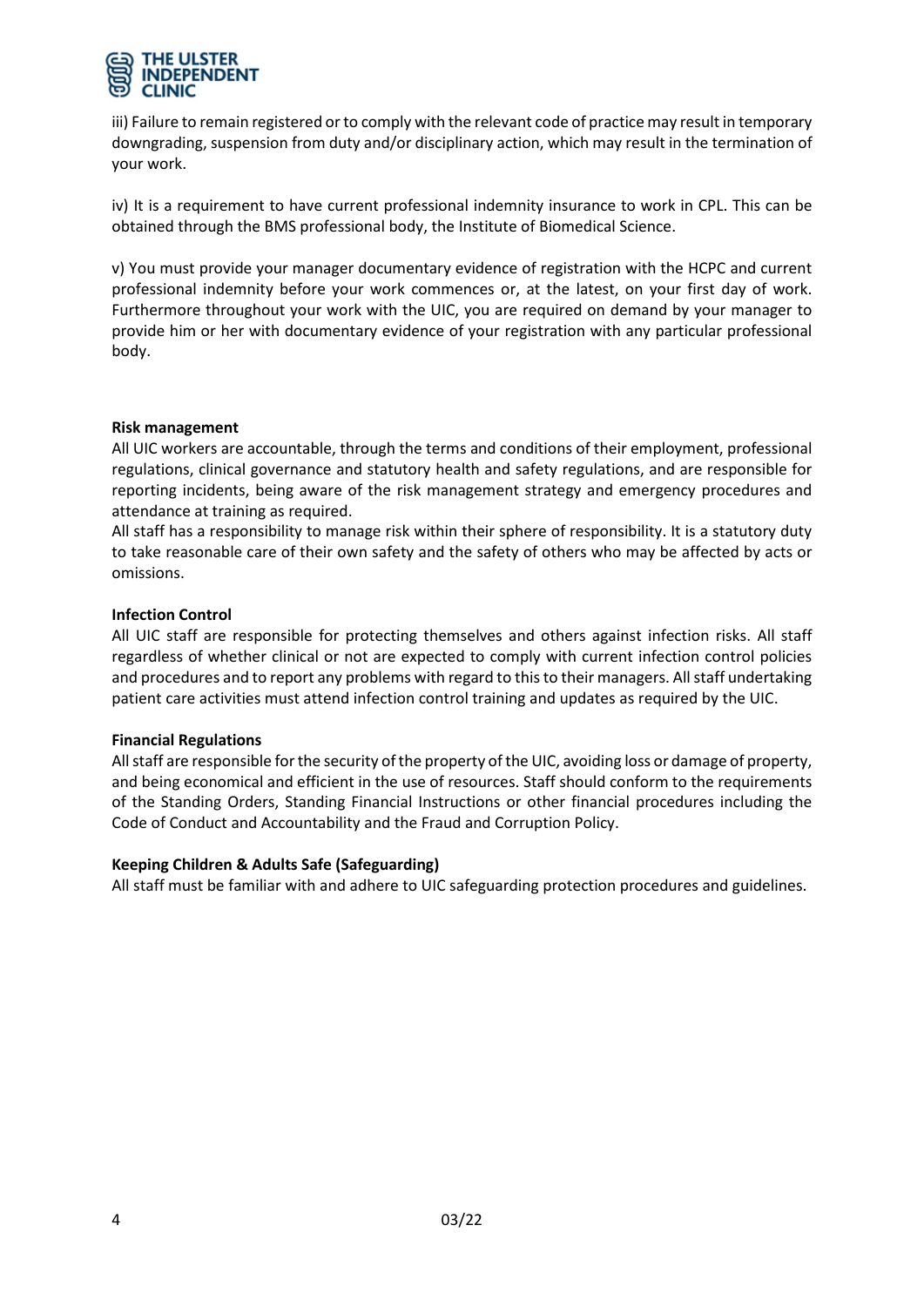iii) Failure to remain registered or to comply with the relevant code of practice may result in temporary downgrading, suspension from duty and/or disciplinary action, which may result in the termination of your work.

iv) It is a requirement to have current professional indemnity insurance to work in CPL. This can be obtained through the BMS professional body, the Institute of Biomedical Science.

v) You must provide your manager documentary evidence of registration with the HCPC and current professional indemnity before your work commences or, at the latest, on your first day of work. Furthermore throughout your work with the UIC, you are required on demand by your manager to provide him or her with documentary evidence of your registration with any particular professional body.

**Risk management**

All UIC workers are accountable, through the terms and conditions of their employment, professional regulations, clinical governance and statutory health and safety regulations, and are responsible for reporting incidents, being aware of the risk management strategy and emergency procedures and attendance at training as required.

All staff has a responsibility to manage risk within their sphere of responsibility. It is a statutory duty to take reasonable care of their own safety and the safety of others who may be affected by acts or omissions.

**Infection Control**

All UIC staff are responsible for protecting themselves and others against infection risks. All staff regardless of whether clinical or not are expected to comply with current infection control policies and procedures and to report any problems with regard to this to their managers. All staff undertaking patient care activities must attend infection control training and updates as required by the UIC.

**Financial Regulations**

All staff are responsible for the security of the property of the UIC, avoiding loss or damage of property, and being economical and efficient in the use of resources. Staff should conform to the requirements of the Standing Orders, Standing Financial Instructions or other financial procedures including the Code of Conduct and Accountability and the Fraud and Corruption Policy.

**Keeping Children & Adults Safe (Safeguarding)**

All staff must be familiar with and adhere to UIC safeguarding protection procedures and guidelines.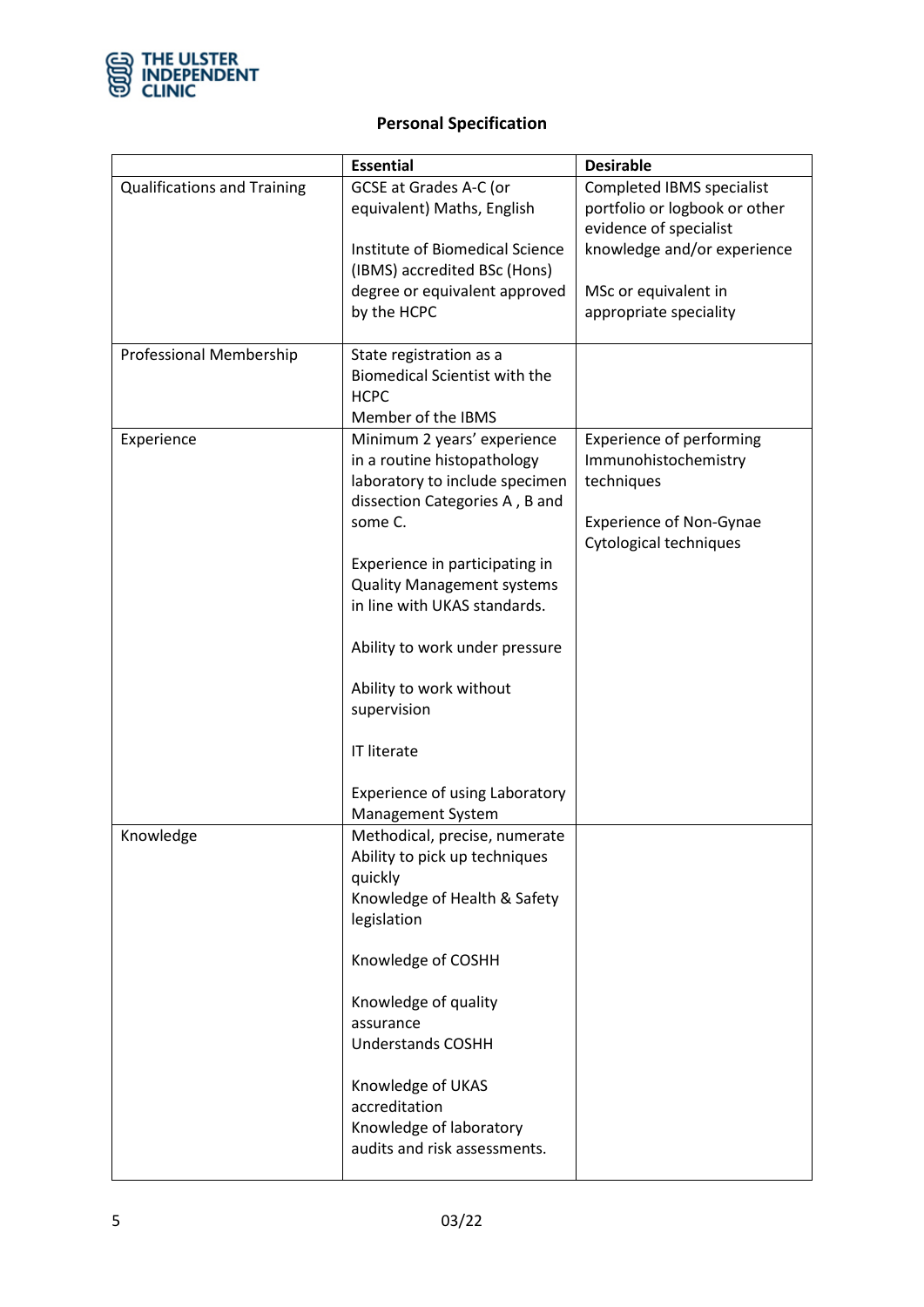## Personal Specification

| | Essential | Desirable |
|---|---|---|
| Qualifications and Training | GCSE at Grades A-C (or equivalent) Maths, English<br><br>Institute of Biomedical Science (IBMS) accredited BSc (Hons) degree or equivalent approved by the HCPC | Completed IBMS specialist portfolio or logbook or other evidence of specialist knowledge and/or experience<br><br>MSc or equivalent in appropriate speciality |
| Professional Membership | State registration as a Biomedical Scientist with the HCPC<br>Member of the IBMS | |
| Experience | Minimum 2 years' experience in a routine histopathology laboratory to include specimen dissection Categories A , B and some C.<br><br>Experience in participating in Quality Management systems in line with UKAS standards.<br><br>Ability to work under pressure<br><br>Ability to work without supervision<br><br>IT literate<br><br>Experience of using Laboratory Management System | Experience of performing Immunohistochemistry techniques<br><br>Experience of Non-Gynae Cytological techniques |
| Knowledge | Methodical, precise, numerate<br>Ability to pick up techniques quickly<br>Knowledge of Health & Safety legislation<br><br>Knowledge of COSHH<br><br>Knowledge of quality assurance<br>Understands COSHH<br><br>Knowledge of UKAS accreditation<br>Knowledge of laboratory audits and risk assessments. | |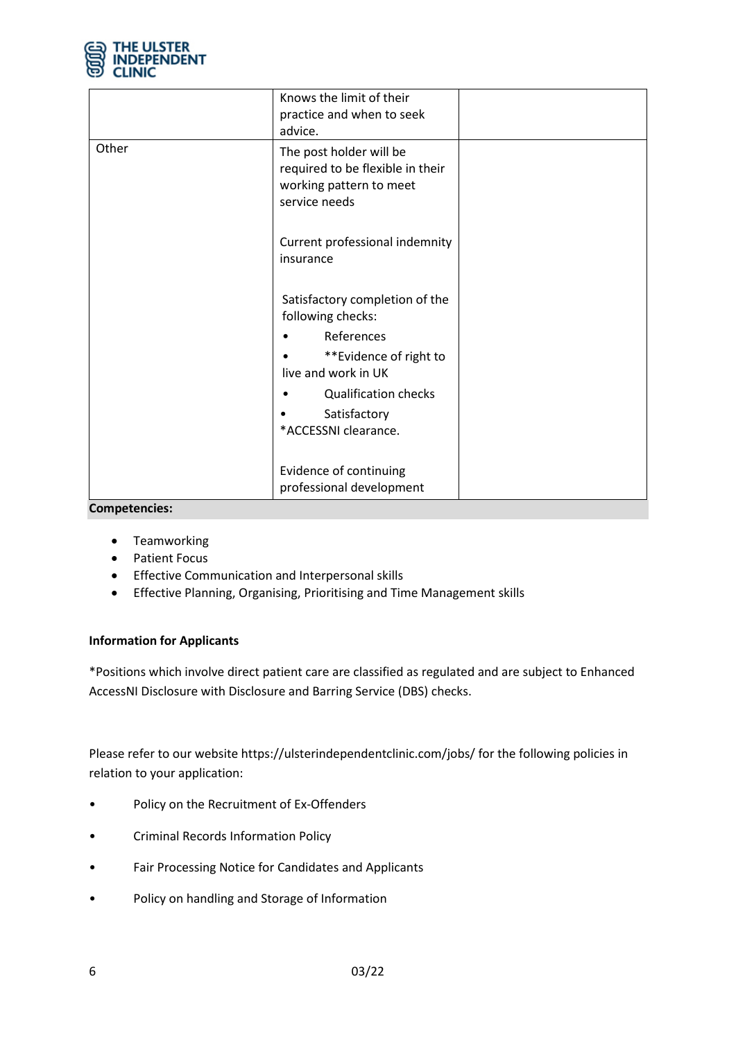| | | |
|---|---|---|
| | Knows the limit of their practice and when to seek advice. | |
| Other | The post holder will be required to be flexible in their working pattern to meet service needs<br><br>Current professional indemnity insurance<br><br>Satisfactory completion of the following checks:<br>• References<br>• **Evidence of right to live and work in UK<br>• Qualification checks<br>• Satisfactory *ACCESSNI clearance.<br><br>Evidence of continuing professional development | |

**Competencies:**

- Teamworking
- Patient Focus
- Effective Communication and Interpersonal skills
- Effective Planning, Organising, Prioritising and Time Management skills

**Information for Applicants**

*Positions which involve direct patient care are classified as regulated and are subject to Enhanced AccessNI Disclosure with Disclosure and Barring Service (DBS) checks.

Please refer to our website https://ulsterindependentclinic.com/jobs/ for the following policies in relation to your application:

- Policy on the Recruitment of Ex-Offenders
- Criminal Records Information Policy
- Fair Processing Notice for Candidates and Applicants
- Policy on handling and Storage of Information

03/22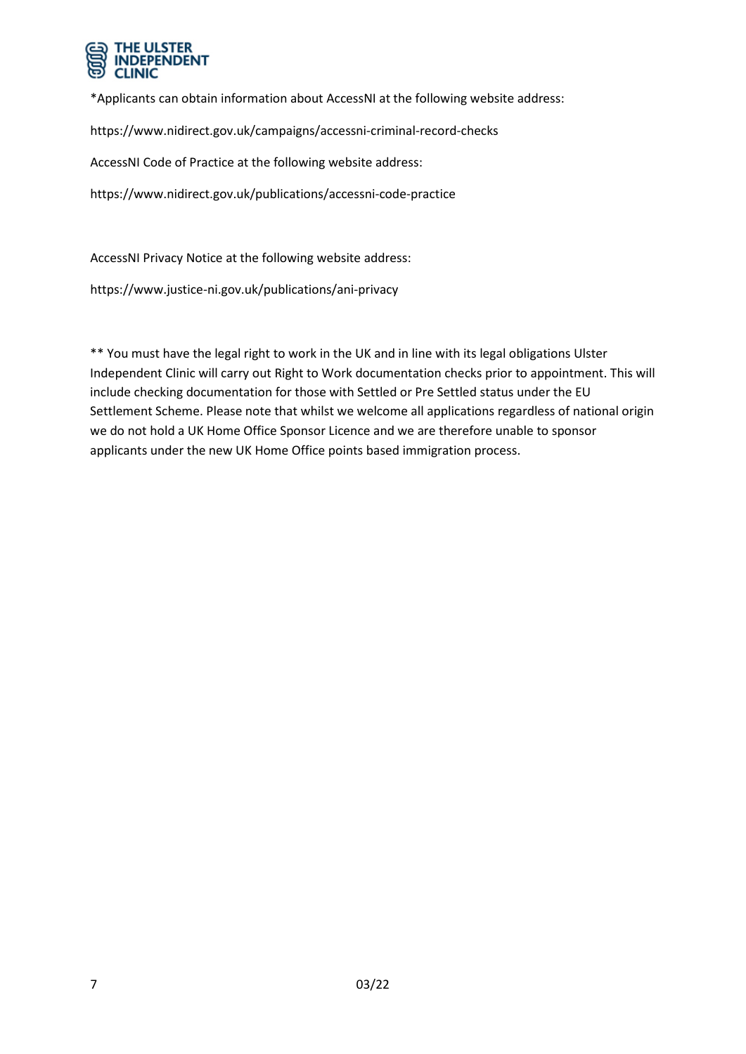*Applicants can obtain information about AccessNI at the following website address:

https://www.nidirect.gov.uk/campaigns/accessni-criminal-record-checks

AccessNI Code of Practice at the following website address:

https://www.nidirect.gov.uk/publications/accessni-code-practice

AccessNI Privacy Notice at the following website address:

https://www.justice-ni.gov.uk/publications/ani-privacy

** You must have the legal right to work in the UK and in line with its legal obligations Ulster Independent Clinic will carry out Right to Work documentation checks prior to appointment. This will include checking documentation for those with Settled or Pre Settled status under the EU Settlement Scheme. Please note that whilst we welcome all applications regardless of national origin we do not hold a UK Home Office Sponsor Licence and we are therefore unable to sponsor applicants under the new UK Home Office points based immigration process.